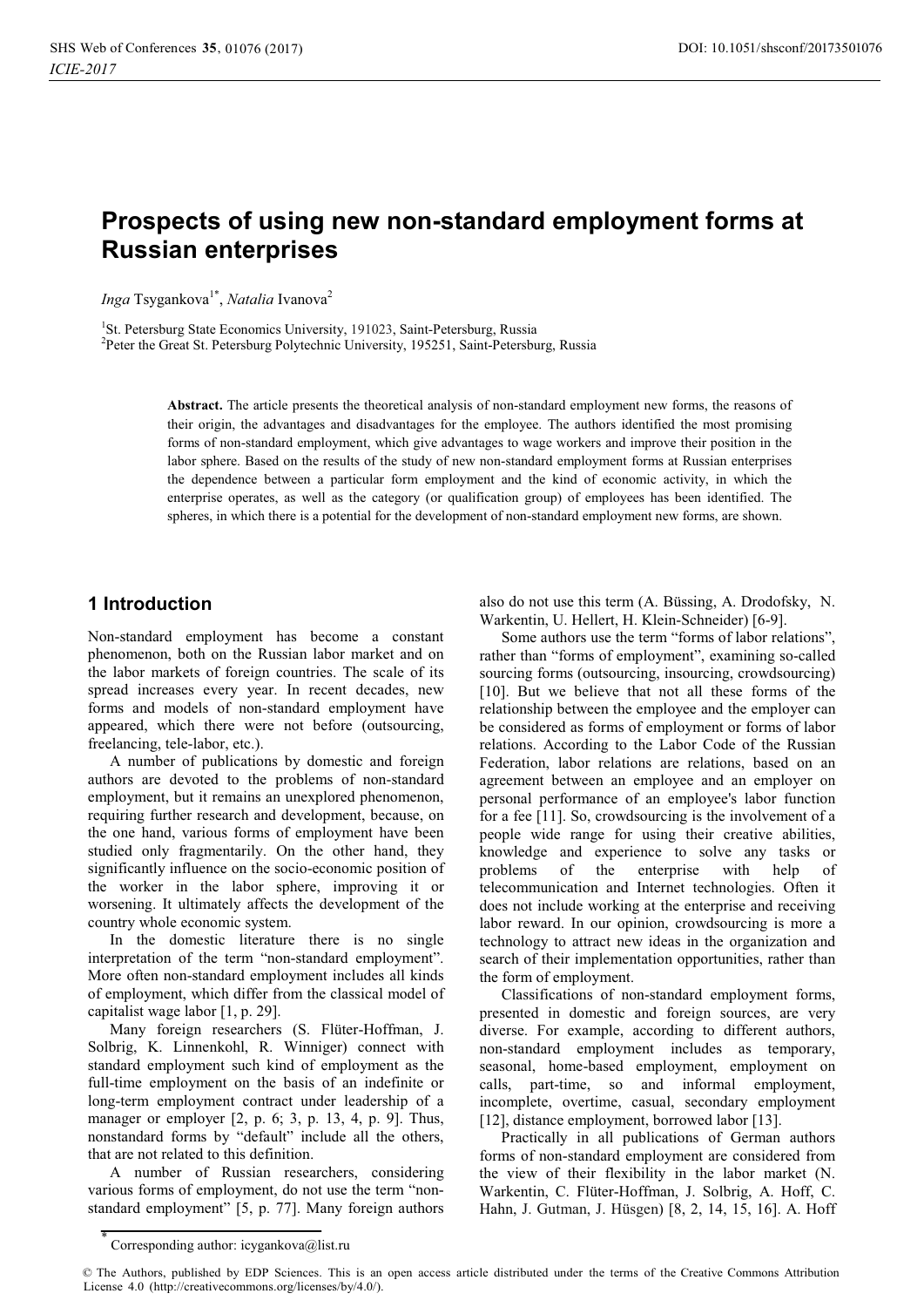# Prospects of using new non-standard employment forms at Russian enterprises

*Inga* Tsygankova[1*], *Natalia* Ivanova[2]

[1]St. Petersburg State Economics University, 191023, Saint-Petersburg, Russia
[2]Peter the Great St. Petersburg Polytechnic University, 195251, Saint-Petersburg, Russia

**Abstract.** The article presents the theoretical analysis of non-standard employment new forms, the reasons of their origin, the advantages and disadvantages for the employee. The authors identified the most promising forms of non-standard employment, which give advantages to wage workers and improve their position in the labor sphere. Based on the results of the study of new non-standard employment forms at Russian enterprises the dependence between a particular form employment and the kind of economic activity, in which the enterprise operates, as well as the category (or qualification group) of employees has been identified. The spheres, in which there is a potential for the development of non-standard employment new forms, are shown.

## 1 Introduction

Non-standard employment has become a constant phenomenon, both on the Russian labor market and on the labor markets of foreign countries. The scale of its spread increases every year. In recent decades, new forms and models of non-standard employment have appeared, which there were not before (outsourcing, freelancing, tele-labor, etc.).

A number of publications by domestic and foreign authors are devoted to the problems of non-standard employment, but it remains an unexplored phenomenon, requiring further research and development, because, on the one hand, various forms of employment have been studied only fragmentarily. On the other hand, they significantly influence on the socio-economic position of the worker in the labor sphere, improving it or worsening. It ultimately affects the development of the country whole economic system.

In the domestic literature there is no single interpretation of the term "non-standard employment". More often non-standard employment includes all kinds of employment, which differ from the classical model of capitalist wage labor [1, p. 29].

Many foreign researchers (S. Flüter-Hoffman, J. Solbrig, K. Linnenkohl, R. Winniger) connect with standard employment such kind of employment as the full-time employment on the basis of an indefinite or long-term employment contract under leadership of a manager or employer [2, p. 6; 3, p. 13, 4, p. 9]. Thus, nonstandard forms by "default" include all the others, that are not related to this definition.

A number of Russian researchers, considering various forms of employment, do not use the term "non-standard employment" [5, p. 77]. Many foreign authors also do not use this term (A. Büssing, A. Drodofsky, N. Warkentin, U. Hellert, H. Klein-Schneider) [6-9].

Some authors use the term "forms of labor relations", rather than "forms of employment", examining so-called sourcing forms (outsourcing, insourcing, crowdsourcing) [10]. But we believe that not all these forms of the relationship between the employee and the employer can be considered as forms of employment or forms of labor relations. According to the Labor Code of the Russian Federation, labor relations are relations, based on an agreement between an employee and an employer on personal performance of an employee's labor function for a fee [11]. So, crowdsourcing is the involvement of a people wide range for using their creative abilities, knowledge and experience to solve any tasks or problems of the enterprise with help of telecommunication and Internet technologies. Often it does not include working at the enterprise and receiving labor reward. In our opinion, crowdsourcing is more a technology to attract new ideas in the organization and search of their implementation opportunities, rather than the form of employment.

Classifications of non-standard employment forms, presented in domestic and foreign sources, are very diverse. For example, according to different authors, non-standard employment includes as temporary, seasonal, home-based employment, employment on calls, part-time, so and informal employment, incomplete, overtime, casual, secondary employment [12], distance employment, borrowed labor [13].

Practically in all publications of German authors forms of non-standard employment are considered from the view of their flexibility in the labor market (N. Warkentin, C. Flüter-Hoffman, J. Solbrig, A. Hoff, C. Hahn, J. Gutman, J. Hüsgen) [8, 2, 14, 15, 16]. A. Hoff

* Corresponding author: icygankova@list.ru

© The Authors, published by EDP Sciences. This is an open access article distributed under the terms of the Creative Commons Attribution License 4.0 (http://creativecommons.org/licenses/by/4.0/).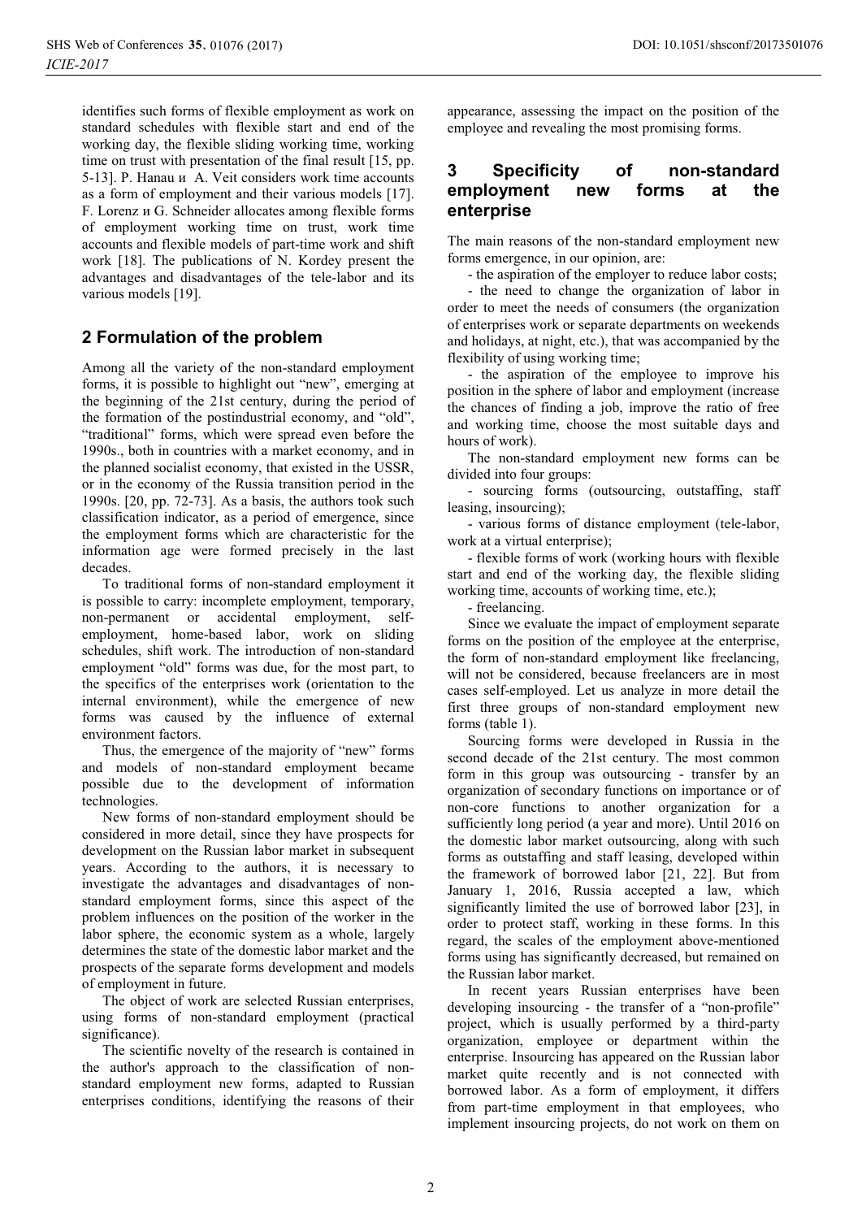identifies such forms of flexible employment as work on standard schedules with flexible start and end of the working day, the flexible sliding working time, working time on trust with presentation of the final result [15, pp. 5-13]. P. Hanau и A. Veit considers work time accounts as a form of employment and their various models [17]. F. Lorenz и G. Schneider allocates among flexible forms of employment working time on trust, work time accounts and flexible models of part-time work and shift work [18]. The publications of N. Kordey present the advantages and disadvantages of the tele-labor and its various models [19].

## 2 Formulation of the problem

Among all the variety of the non-standard employment forms, it is possible to highlight out "new", emerging at the beginning of the 21st century, during the period of the formation of the postindustrial economy, and "old", "traditional" forms, which were spread even before the 1990s., both in countries with a market economy, and in the planned socialist economy, that existed in the USSR, or in the economy of the Russia transition period in the 1990s. [20, pp. 72-73]. As a basis, the authors took such classification indicator, as a period of emergence, since the employment forms which are characteristic for the information age were formed precisely in the last decades.

To traditional forms of non-standard employment it is possible to carry: incomplete employment, temporary, non-permanent or accidental employment, self-employment, home-based labor, work on sliding schedules, shift work. The introduction of non-standard employment "old" forms was due, for the most part, to the specifics of the enterprises work (orientation to the internal environment), while the emergence of new forms was caused by the influence of external environment factors.

Thus, the emergence of the majority of "new" forms and models of non-standard employment became possible due to the development of information technologies.

New forms of non-standard employment should be considered in more detail, since they have prospects for development on the Russian labor market in subsequent years. According to the authors, it is necessary to investigate the advantages and disadvantages of non-standard employment forms, since this aspect of the problem influences on the position of the worker in the labor sphere, the economic system as a whole, largely determines the state of the domestic labor market and the prospects of the separate forms development and models of employment in future.

The object of work are selected Russian enterprises, using forms of non-standard employment (practical significance).

The scientific novelty of the research is contained in the author's approach to the classification of non-standard employment new forms, adapted to Russian enterprises conditions, identifying the reasons of their appearance, assessing the impact on the position of the employee and revealing the most promising forms.

## 3 Specificity of non-standard employment new forms at the enterprise

The main reasons of the non-standard employment new forms emergence, in our opinion, are:

- the aspiration of the employer to reduce labor costs;
- the need to change the organization of labor in order to meet the needs of consumers (the organization of enterprises work or separate departments on weekends and holidays, at night, etc.), that was accompanied by the flexibility of using working time;
- the aspiration of the employee to improve his position in the sphere of labor and employment (increase the chances of finding a job, improve the ratio of free and working time, choose the most suitable days and hours of work).

The non-standard employment new forms can be divided into four groups:

- sourcing forms (outsourcing, outstaffing, staff leasing, insourcing);
- various forms of distance employment (tele-labor, work at a virtual enterprise);
- flexible forms of work (working hours with flexible start and end of the working day, the flexible sliding working time, accounts of working time, etc.);
- freelancing.

Since we evaluate the impact of employment separate forms on the position of the employee at the enterprise, the form of non-standard employment like freelancing, will not be considered, because freelancers are in most cases self-employed. Let us analyze in more detail the first three groups of non-standard employment new forms (table 1).

Sourcing forms were developed in Russia in the second decade of the 21st century. The most common form in this group was outsourcing - transfer by an organization of secondary functions on importance or of non-core functions to another organization for a sufficiently long period (a year and more). Until 2016 on the domestic labor market outsourcing, along with such forms as outstaffing and staff leasing, developed within the framework of borrowed labor [21, 22]. But from January 1, 2016, Russia accepted a law, which significantly limited the use of borrowed labor [23], in order to protect staff, working in these forms. In this regard, the scales of the employment above-mentioned forms using has significantly decreased, but remained on the Russian labor market.

In recent years Russian enterprises have been developing insourcing - the transfer of a "non-profile" project, which is usually performed by a third-party organization, employee or department within the enterprise. Insourcing has appeared on the Russian labor market quite recently and is not connected with borrowed labor. As a form of employment, it differs from part-time employment in that employees, who implement insourcing projects, do not work on them on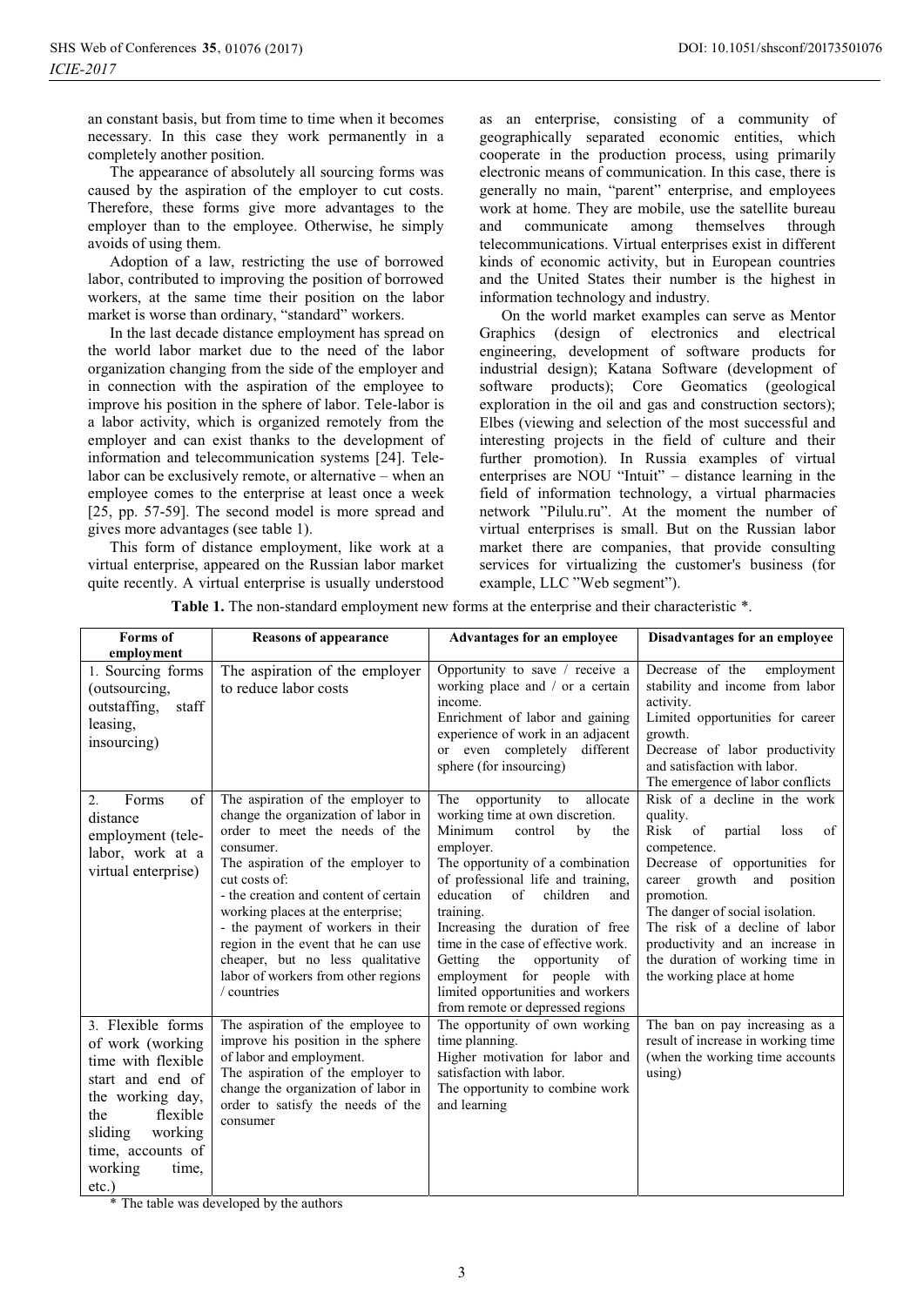an constant basis, but from time to time when it becomes necessary. In this case they work permanently in a completely another position.

The appearance of absolutely all sourcing forms was caused by the aspiration of the employer to cut costs. Therefore, these forms give more advantages to the employer than to the employee. Otherwise, he simply avoids of using them.

Adoption of a law, restricting the use of borrowed labor, contributed to improving the position of borrowed workers, at the same time their position on the labor market is worse than ordinary, "standard" workers.

In the last decade distance employment has spread on the world labor market due to the need of the labor organization changing from the side of the employer and in connection with the aspiration of the employee to improve his position in the sphere of labor. Tele-labor is a labor activity, which is organized remotely from the employer and can exist thanks to the development of information and telecommunication systems [24]. Tele-labor can be exclusively remote, or alternative – when an employee comes to the enterprise at least once a week [25, pp. 57-59]. The second model is more spread and gives more advantages (see table 1).

This form of distance employment, like work at a virtual enterprise, appeared on the Russian labor market quite recently. A virtual enterprise is usually understood as an enterprise, consisting of a community of geographically separated economic entities, which cooperate in the production process, using primarily electronic means of communication. In this case, there is generally no main, "parent" enterprise, and employees work at home. They are mobile, use the satellite bureau and communicate among themselves through telecommunications. Virtual enterprises exist in different kinds of economic activity, but in European countries and the United States their number is the highest in information technology and industry.

On the world market examples can serve as Mentor Graphics (design of electronics and electrical engineering, development of software products for industrial design); Katana Software (development of software products); Core Geomatics (geological exploration in the oil and gas and construction sectors); Elbes (viewing and selection of the most successful and interesting projects in the field of culture and their further promotion). In Russia examples of virtual enterprises are NOU "Intuit" – distance learning in the field of information technology, a virtual pharmacies network "Pilulu.ru". At the moment the number of virtual enterprises is small. But on the Russian labor market there are companies, that provide consulting services for virtualizing the customer's business (for example, LLC "Web segment").

**Table 1.** The non-standard employment new forms at the enterprise and their characteristic *.

| Forms of employment | Reasons of appearance | Advantages for an employee | Disadvantages for an employee |
|---|---|---|---|
| 1. Sourcing forms (outsourcing, outstaffing, staff leasing, insourcing) | The aspiration of the employer to reduce labor costs | Opportunity to save / receive a working place and / or a certain income.<br>Enrichment of labor and gaining experience of work in an adjacent or even completely different sphere (for insourcing) | Decrease of the employment stability and income from labor activity.<br>Limited opportunities for career growth.<br>Decrease of labor productivity and satisfaction with labor.<br>The emergence of labor conflicts |
| 2. Forms of distance employment (tele-labor, work at a virtual enterprise) | The aspiration of the employer to change the organization of labor in order to meet the needs of the consumer.<br>The aspiration of the employer to cut costs of:<br>- the creation and content of certain working places at the enterprise;<br>- the payment of workers in their region in the event that he can use cheaper, but no less qualitative labor of workers from other regions / countries | The opportunity to allocate working time at own discretion.<br>Minimum control by the employer.<br>The opportunity of a combination of professional life and training, education of children and training.<br>Increasing the duration of free time in the case of effective work.<br>Getting the opportunity of employment for people with limited opportunities and workers from remote or depressed regions | Risk of a decline in the work quality.<br>Risk of partial loss of competence.<br>Decrease of opportunities for career growth and position promotion.<br>The danger of social isolation.<br>The risk of a decline of labor productivity and an increase in the duration of working time in the working place at home |
| 3. Flexible forms of work (working time with flexible start and end of the working day, the flexible sliding working time, accounts of working time, etc.) | The aspiration of the employee to improve his position in the sphere of labor and employment.<br>The aspiration of the employer to change the organization of labor in order to satisfy the needs of the consumer | The opportunity of own working time planning.<br>Higher motivation for labor and satisfaction with labor.<br>The opportunity to combine work and learning | The ban on pay increasing as a result of increase in working time (when the working time accounts using) |

\* The table was developed by the authors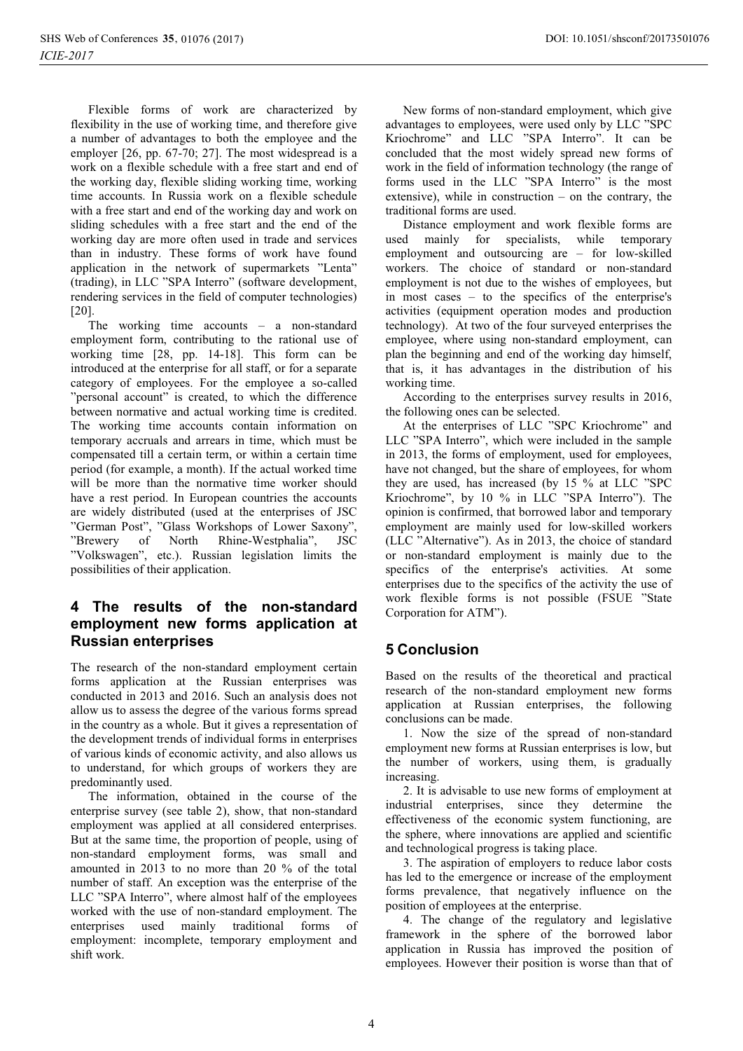Flexible forms of work are characterized by flexibility in the use of working time, and therefore give a number of advantages to both the employee and the employer [26, pp. 67-70; 27]. The most widespread is a work on a flexible schedule with a free start and end of the working day, flexible sliding working time, working time accounts. In Russia work on a flexible schedule with a free start and end of the working day and work on sliding schedules with a free start and the end of the working day are more often used in trade and services than in industry. These forms of work have found application in the network of supermarkets "Lenta" (trading), in LLC "SPA Interro" (software development, rendering services in the field of computer technologies) [20].

The working time accounts – a non-standard employment form, contributing to the rational use of working time [28, pp. 14-18]. This form can be introduced at the enterprise for all staff, or for a separate category of employees. For the employee a so-called "personal account" is created, to which the difference between normative and actual working time is credited. The working time accounts contain information on temporary accruals and arrears in time, which must be compensated till a certain term, or within a certain time period (for example, a month). If the actual worked time will be more than the normative time worker should have a rest period. In European countries the accounts are widely distributed (used at the enterprises of JSC "German Post", "Glass Workshops of Lower Saxony", "Brewery of North Rhine-Westphalia", JSC "Volkswagen", etc.). Russian legislation limits the possibilities of their application.

## 4 The results of the non-standard employment new forms application at Russian enterprises

The research of the non-standard employment certain forms application at the Russian enterprises was conducted in 2013 and 2016. Such an analysis does not allow us to assess the degree of the various forms spread in the country as a whole. But it gives a representation of the development trends of individual forms in enterprises of various kinds of economic activity, and also allows us to understand, for which groups of workers they are predominantly used.

The information, obtained in the course of the enterprise survey (see table 2), show, that non-standard employment was applied at all considered enterprises. But at the same time, the proportion of people, using of non-standard employment forms, was small and amounted in 2013 to no more than 20 % of the total number of staff. An exception was the enterprise of the LLC "SPA Interro", where almost half of the employees worked with the use of non-standard employment. The enterprises used mainly traditional forms of employment: incomplete, temporary employment and shift work.

New forms of non-standard employment, which give advantages to employees, were used only by LLC "SPC Kriochrome" and LLC "SPA Interro". It can be concluded that the most widely spread new forms of work in the field of information technology (the range of forms used in the LLC "SPA Interro" is the most extensive), while in construction – on the contrary, the traditional forms are used.

Distance employment and work flexible forms are used mainly for specialists, while temporary employment and outsourcing are – for low-skilled workers. The choice of standard or non-standard employment is not due to the wishes of employees, but in most cases – to the specifics of the enterprise's activities (equipment operation modes and production technology). At two of the four surveyed enterprises the employee, where using non-standard employment, can plan the beginning and end of the working day himself, that is, it has advantages in the distribution of his working time.

According to the enterprises survey results in 2016, the following ones can be selected.

At the enterprises of LLC "SPC Kriochrome" and LLC "SPA Interro", which were included in the sample in 2013, the forms of employment, used for employees, have not changed, but the share of employees, for whom they are used, has increased (by 15 % at LLC "SPC Kriochrome", by 10 % in LLC "SPA Interro"). The opinion is confirmed, that borrowed labor and temporary employment are mainly used for low-skilled workers (LLC "Alternative"). As in 2013, the choice of standard or non-standard employment is mainly due to the specifics of the enterprise's activities. At some enterprises due to the specifics of the activity the use of work flexible forms is not possible (FSUE "State Corporation for ATM").

## 5 Conclusion

Based on the results of the theoretical and practical research of the non-standard employment new forms application at Russian enterprises, the following conclusions can be made.

1. Now the size of the spread of non-standard employment new forms at Russian enterprises is low, but the number of workers, using them, is gradually increasing.

2. It is advisable to use new forms of employment at industrial enterprises, since they determine the effectiveness of the economic system functioning, are the sphere, where innovations are applied and scientific and technological progress is taking place.

3. The aspiration of employers to reduce labor costs has led to the emergence or increase of the employment forms prevalence, that negatively influence on the position of employees at the enterprise.

4. The change of the regulatory and legislative framework in the sphere of the borrowed labor application in Russia has improved the position of employees. However their position is worse than that of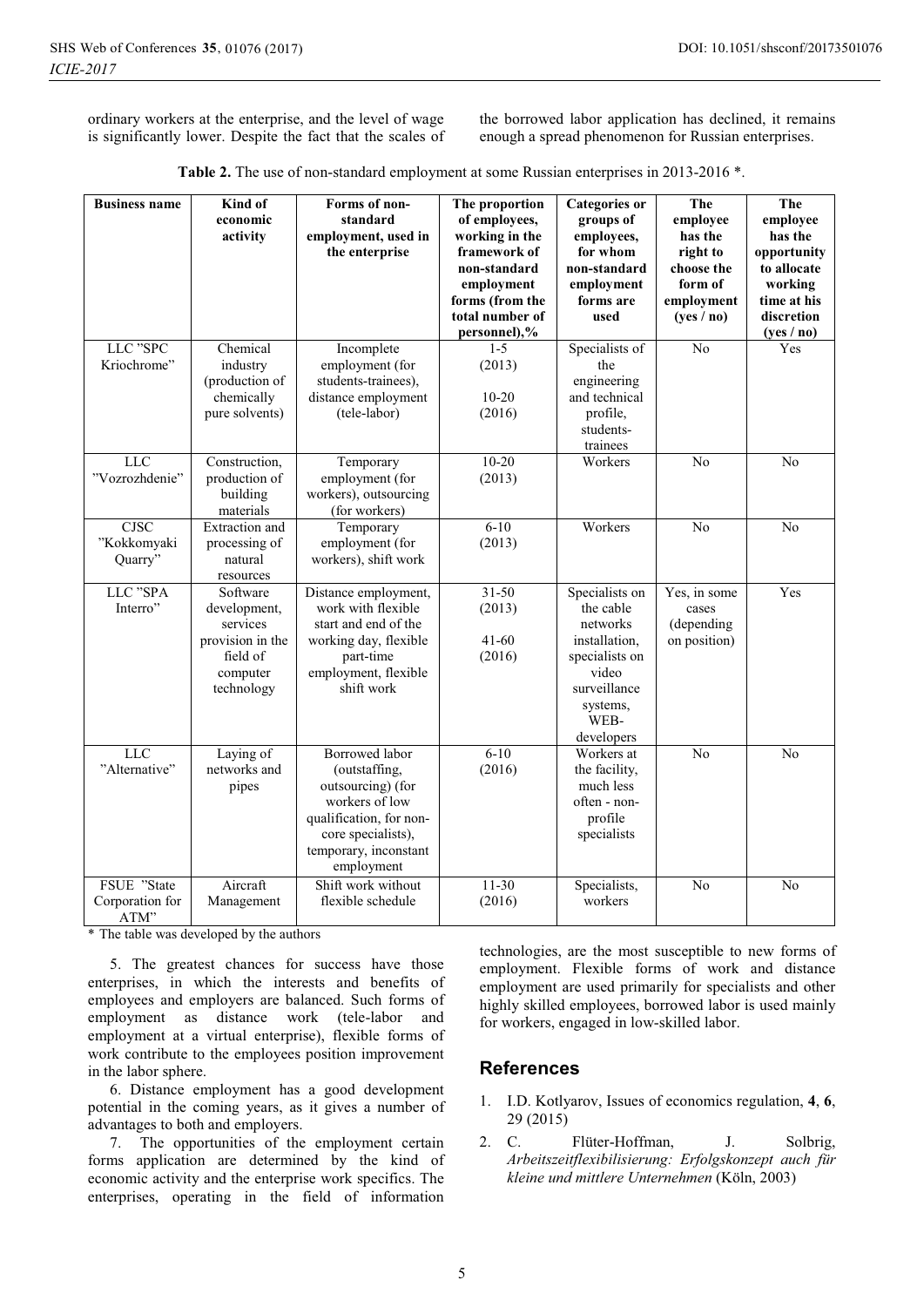ordinary workers at the enterprise, and the level of wage is significantly lower. Despite the fact that the scales of the borrowed labor application has declined, it remains enough a spread phenomenon for Russian enterprises.

**Table 2.** The use of non-standard employment at some Russian enterprises in 2013-2016 *.

| Business name | Kind of economic activity | Forms of non-standard employment, used in the enterprise | The proportion of employees, working in the framework of non-standard employment forms (from the total number of personnel),% | Categories or groups of employees, for whom non-standard employment forms are used | The employee has the right to choose the form of employment (yes / no) | The employee has the opportunity to allocate working time at his discretion (yes / no) |
|---|---|---|---|---|---|---|
| LLC "SPC Kriochrome" | Chemical industry (production of chemically pure solvents) | Incomplete employment (for students-trainees), distance employment (tele-labor) | 1-5 (2013) 10-20 (2016) | Specialists of the engineering and technical profile, students-trainees | No | Yes |
| LLC "Vozrozhdenie" | Construction, production of building materials | Temporary employment (for workers), outsourcing (for workers) | 10-20 (2013) | Workers | No | No |
| CJSC "Kokkomyaki Quarry" | Extraction and processing of natural resources | Temporary employment (for workers), shift work | 6-10 (2013) | Workers | No | No |
| LLC "SPA Interro" | Software development, services provision in the field of computer technology | Distance employment, work with flexible start and end of the working day, flexible part-time employment, flexible shift work | 31-50 (2013) 41-60 (2016) | Specialists on the cable networks installation, specialists on video surveillance systems, WEB-developers | Yes, in some cases (depending on position) | Yes |
| LLC "Alternative" | Laying of networks and pipes | Borrowed labor (outstaffing, outsourcing) (for workers of low qualification, for non-core specialists), temporary, inconstant employment | 6-10 (2016) | Workers at the facility, much less often - non-profile specialists | No | No |
| FSUE "State Corporation for ATM" | Aircraft Management | Shift work without flexible schedule | 11-30 (2016) | Specialists, workers | No | No |

\* The table was developed by the authors

5. The greatest chances for success have those enterprises, in which the interests and benefits of employees and employers are balanced. Such forms of employment as distance work (tele-labor and employment at a virtual enterprise), flexible forms of work contribute to the employees position improvement in the labor sphere.

6. Distance employment has a good development potential in the coming years, as it gives a number of advantages to both and employers.

7. The opportunities of the employment certain forms application are determined by the kind of economic activity and the enterprise work specifics. The enterprises, operating in the field of information technologies, are the most susceptible to new forms of employment. Flexible forms of work and distance employment are used primarily for specialists and other highly skilled employees, borrowed labor is used mainly for workers, engaged in low-skilled labor.

## References

1. I.D. Kotlyarov, Issues of economics regulation, **4**, **6**, 29 (2015)
2. C. Flüter-Hoffman, J. Solbrig, *Arbeitszeitflexibilisierung: Erfolgskonzept auch für kleine und mittlere Unternehmen* (Köln, 2003)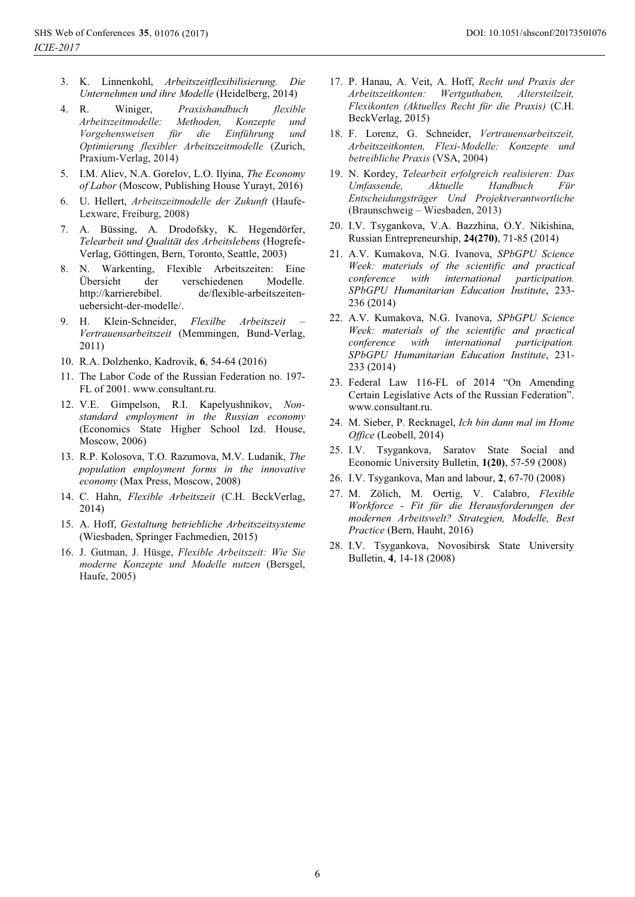3. K. Linnenkohl, *Arbeitszeitflexibilisierung. Die Unternehmen und ihre Modelle* (Heidelberg, 2014)
4. R. Winiger, *Praxishandbuch flexible Arbeitszeitmodelle: Methoden, Konzepte und Vorgehensweisen für die Einführung und Optimierung flexibler Arbeitszeitmodelle* (Zurich, Praxium-Verlag, 2014)
5. I.M. Aliev, N.A. Gorelov, L.O. Ilyina, *The Economy of Labor* (Moscow, Publishing House Yurayt, 2016)
6. U. Hellert, *Arbeitszeitmodelle der Zukunft* (Haufe-Lexware, Freiburg, 2008)
7. A. Büssing, A. Drodofsky, K. Hegendörfer, *Telearbeit und Qualität des Arbeitslebens* (Hogrefe-Verlag, Göttingen, Bern, Toronto, Seattle, 2003)
8. N. Warkenting, Flexible Arbeitszeiten: Eine Übersicht der verschiedenen Modelle. http://karrierebibel. de/flexible-arbeitszeiten-uebersicht-der-modelle/.
9. H. Klein-Schneider, *Flexilbe Arbeitszeit – Vertrauensarbeitszeit* (Memmingen, Bund-Verlag, 2011)
10. R.A. Dolzhenko, Kadrovik, **6**, 54-64 (2016)
11. The Labor Code of the Russian Federation no. 197-FL of 2001. www.consultant.ru.
12. V.E. Gimpelson, R.I. Kapelyushnikov, *Non-standard employment in the Russian economy* (Economics State Higher School Izd. House, Moscow, 2006)
13. R.P. Kolosova, T.O. Razumova, M.V. Ludanik, *The population employment forms in the innovative economy* (Max Press, Moscow, 2008)
14. C. Hahn, *Flexible Arbeitszeit* (C.H. BeckVerlag, 2014)
15. A. Hoff, *Gestaltung betriebliche Arbeitszeitsysteme* (Wiesbaden, Springer Fachmedien, 2015)
16. J. Gutman, J. Hüsge, *Flexible Arbeitszeit: Wie Sie moderne Konzepte und Modelle nutzen* (Bersgel, Haufe, 2005)
17. P. Hanau, A. Veit, A. Hoff, *Recht und Praxis der Arbeitszeitkonten: Wertguthaben, Altersteilzeit, Flexikonten (Aktuelles Recht für die Praxis)* (C.H. BeckVerlag, 2015)
18. F. Lorenz, G. Schneider, *Vertrauensarbeitszeit, Arbeitszeitkonten, Flexi-Modelle: Konzepte und betreibliche Praxis* (VSA, 2004)
19. N. Kordey, *Telearbeit erfolgreich realisieren: Das Umfassende, Aktuelle Handbuch Für Entscheidungsträger Und Projektverantwortliche* (Braunschweig – Wiesbaden, 2013)
20. I.V. Tsygankova, V.A. Bazzhina, O.Y. Nikishina, Russian Entrepreneurship, **24(270)**, 71-85 (2014)
21. A.V. Kumakova, N.G. Ivanova, *SPbGPU Science Week: materials of the scientific and practical conference with international participation. SPbGPU Humanitarian Education Institute*, 233-236 (2014)
22. A.V. Kumakova, N.G. Ivanova, *SPbGPU Science Week: materials of the scientific and practical conference with international participation. SPbGPU Humanitarian Education Institute*, 231-233 (2014)
23. Federal Law 116-FL of 2014 "On Amending Certain Legislative Acts of the Russian Federation". www.consultant.ru.
24. M. Sieber, P. Recknagel, *Ich bin dann mal im Home Office* (Leobell, 2014)
25. I.V. Tsygankova, Saratov State Social and Economic University Bulletin, **1(20)**, 57-59 (2008)
26. I.V. Tsygankova, Man and labour, **2**, 67-70 (2008)
27. M. Zölich, M. Oertig, V. Calabro, *Flexible Workforce - Fit für die Herausforderungen der modernen Arbeitswelt? Strategien, Modelle, Best Practice* (Bern, Hauht, 2016)
28. I.V. Tsygankova, Novosibirsk State University Bulletin, **4**, 14-18 (2008)